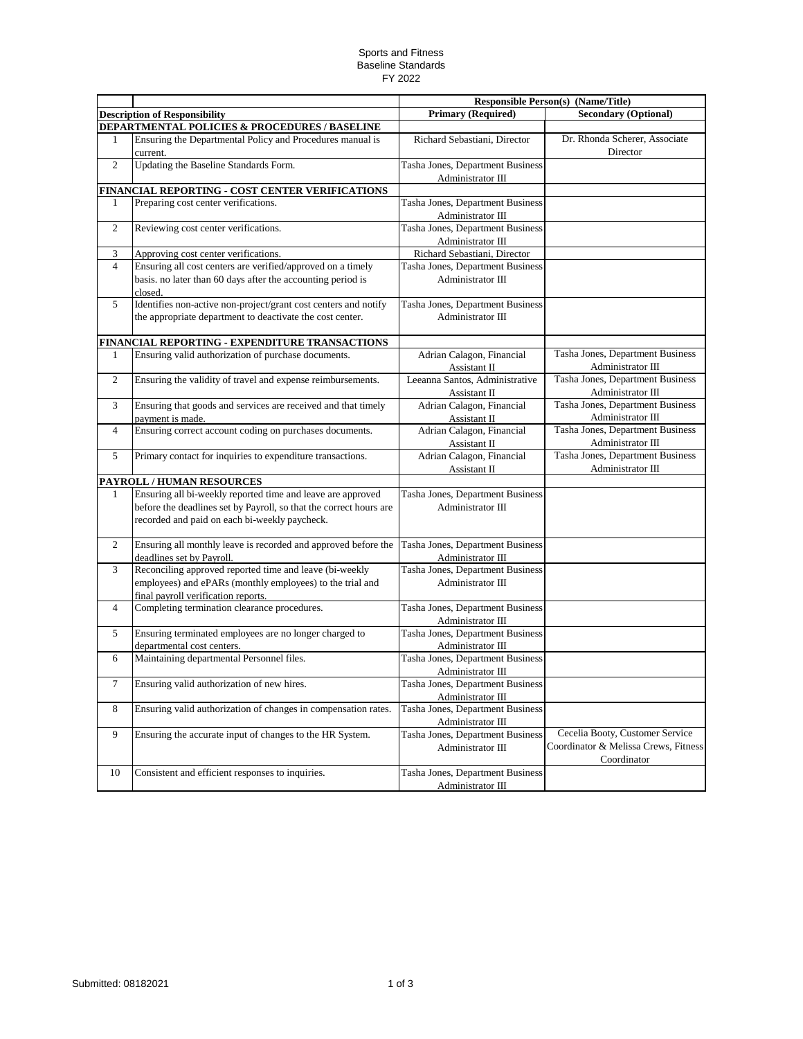Sports and Fitness
Baseline Standards
FY 2022

| | | Responsible Person(s) (Name/Title) | |
|---|---|---|---|
| **Description of Responsibility** | | **Primary (Required)** | **Secondary (Optional)** |
| **DEPARTMENTAL POLICIES & PROCEDURES / BASELINE** | | | |
| 1 | Ensuring the Departmental Policy and Procedures manual is current. | Richard Sebastiani, Director | Dr. Rhonda Scherer, Associate Director |
| 2 | Updating the Baseline Standards Form. | Tasha Jones, Department Business Administrator III | |
| **FINANCIAL REPORTING - COST CENTER VERIFICATIONS** | | | |
| 1 | Preparing cost center verifications. | Tasha Jones, Department Business Administrator III | |
| 2 | Reviewing cost center verifications. | Tasha Jones, Department Business Administrator III | |
| 3 | Approving cost center verifications. | Richard Sebastiani, Director | |
| 4 | Ensuring all cost centers are verified/approved on a timely basis. no later than 60 days after the accounting period is closed. | Tasha Jones, Department Business Administrator III | |
| 5 | Identifies non-active non-project/grant cost centers and notify the appropriate department to deactivate the cost center. | Tasha Jones, Department Business Administrator III | |
| **FINANCIAL REPORTING - EXPENDITURE TRANSACTIONS** | | | |
| 1 | Ensuring valid authorization of purchase documents. | Adrian Calagon, Financial Assistant II | Tasha Jones, Department Business Administrator III |
| 2 | Ensuring the validity of travel and expense reimbursements. | Leeanna Santos, Administrative Assistant II | Tasha Jones, Department Business Administrator III |
| 3 | Ensuring that goods and services are received and that timely payment is made. | Adrian Calagon, Financial Assistant II | Tasha Jones, Department Business Administrator III |
| 4 | Ensuring correct account coding on purchases documents. | Adrian Calagon, Financial Assistant II | Tasha Jones, Department Business Administrator III |
| 5 | Primary contact for inquiries to expenditure transactions. | Adrian Calagon, Financial Assistant II | Tasha Jones, Department Business Administrator III |
| **PAYROLL / HUMAN RESOURCES** | | | |
| 1 | Ensuring all bi-weekly reported time and leave are approved before the deadlines set by Payroll, so that the correct hours are recorded and paid on each bi-weekly paycheck. | Tasha Jones, Department Business Administrator III | |
| 2 | Ensuring all monthly leave is recorded and approved before the deadlines set by Payroll. | Tasha Jones, Department Business Administrator III | |
| 3 | Reconciling approved reported time and leave (bi-weekly employees) and ePARs (monthly employees) to the trial and final payroll verification reports. | Tasha Jones, Department Business Administrator III | |
| 4 | Completing termination clearance procedures. | Tasha Jones, Department Business Administrator III | |
| 5 | Ensuring terminated employees are no longer charged to departmental cost centers. | Tasha Jones, Department Business Administrator III | |
| 6 | Maintaining departmental Personnel files. | Tasha Jones, Department Business Administrator III | |
| 7 | Ensuring valid authorization of new hires. | Tasha Jones, Department Business Administrator III | |
| 8 | Ensuring valid authorization of changes in compensation rates. | Tasha Jones, Department Business Administrator III | |
| 9 | Ensuring the accurate input of changes to the HR System. | Tasha Jones, Department Business Administrator III | Cecelia Booty, Customer Service Coordinator & Melissa Crews, Fitness Coordinator |
| 10 | Consistent and efficient responses to inquiries. | Tasha Jones, Department Business Administrator III | |

Submitted: 08182021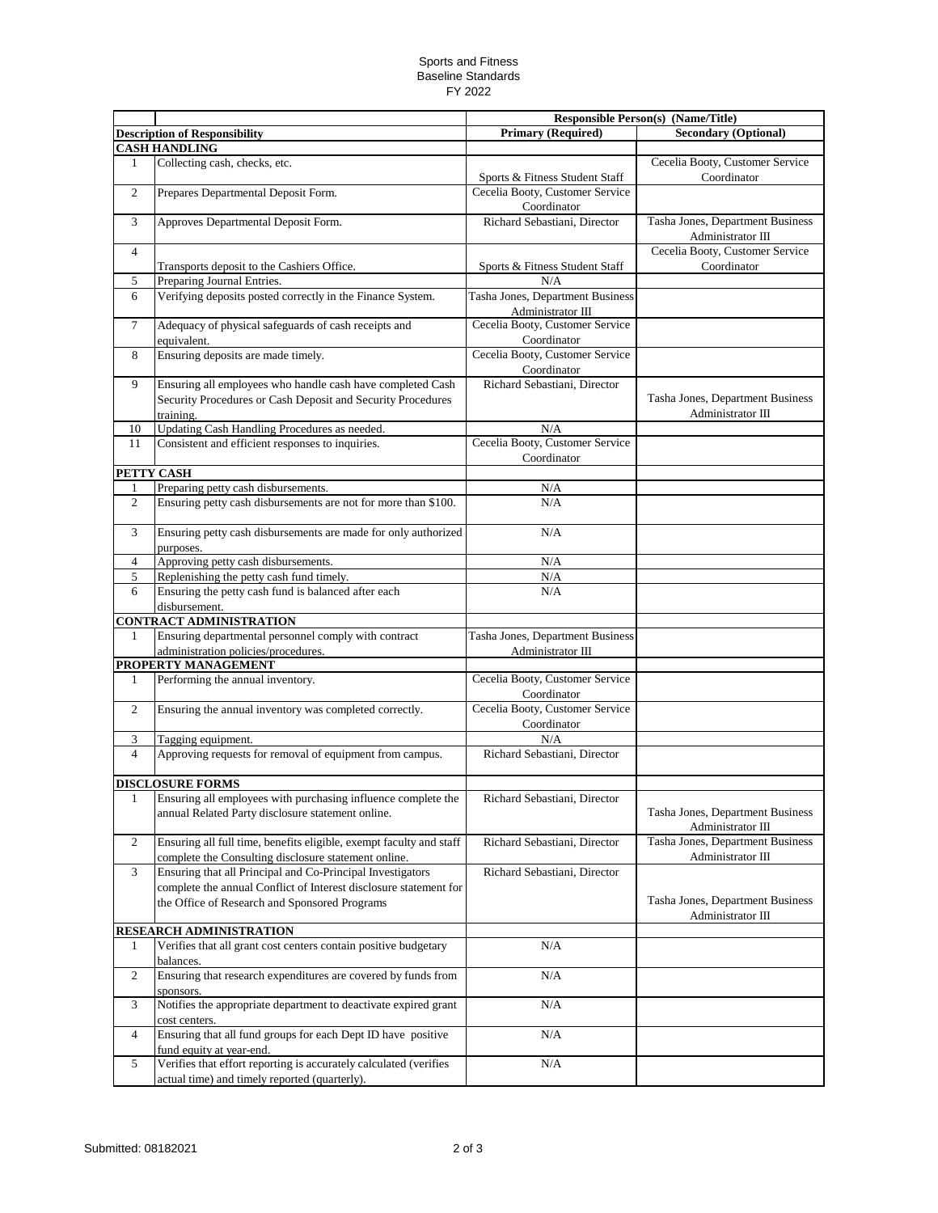Sports and Fitness
Baseline Standards
FY 2022

| | | Responsible Person(s) (Name/Title) | |
|---|---|---|---|
| **Description of Responsibility** | | **Primary (Required)** | **Secondary (Optional)** |
| **CASH HANDLING** | | | |
| 1 | Collecting cash, checks, etc. | Sports & Fitness Student Staff | Cecelia Booty, Customer Service Coordinator |
| 2 | Prepares Departmental Deposit Form. | Cecelia Booty, Customer Service Coordinator | |
| 3 | Approves Departmental Deposit Form. | Richard Sebastiani, Director | Tasha Jones, Department Business Administrator III |
| 4 | Transports deposit to the Cashiers Office. | Sports & Fitness Student Staff | Cecelia Booty, Customer Service Coordinator |
| 5 | Preparing Journal Entries. | N/A | |
| 6 | Verifying deposits posted correctly in the Finance System. | Tasha Jones, Department Business Administrator III | |
| 7 | Adequacy of physical safeguards of cash receipts and equivalent. | Cecelia Booty, Customer Service Coordinator | |
| 8 | Ensuring deposits are made timely. | Cecelia Booty, Customer Service Coordinator | |
| 9 | Ensuring all employees who handle cash have completed Cash Security Procedures or Cash Deposit and Security Procedures training. | Richard Sebastiani, Director | Tasha Jones, Department Business Administrator III |
| 10 | Updating Cash Handling Procedures as needed. | N/A | |
| 11 | Consistent and efficient responses to inquiries. | Cecelia Booty, Customer Service Coordinator | |
| **PETTY CASH** | | | |
| 1 | Preparing petty cash disbursements. | N/A | |
| 2 | Ensuring petty cash disbursements are not for more than $100. | N/A | |
| 3 | Ensuring petty cash disbursements are made for only authorized purposes. | N/A | |
| 4 | Approving petty cash disbursements. | N/A | |
| 5 | Replenishing the petty cash fund timely. | N/A | |
| 6 | Ensuring the petty cash fund is balanced after each disbursement. | N/A | |
| **CONTRACT ADMINISTRATION** | | | |
| 1 | Ensuring departmental personnel comply with contract administration policies/procedures. | Tasha Jones, Department Business Administrator III | |
| **PROPERTY MANAGEMENT** | | | |
| 1 | Performing the annual inventory. | Cecelia Booty, Customer Service Coordinator | |
| 2 | Ensuring the annual inventory was completed correctly. | Cecelia Booty, Customer Service Coordinator | |
| 3 | Tagging equipment. | N/A | |
| 4 | Approving requests for removal of equipment from campus. | Richard Sebastiani, Director | |
| **DISCLOSURE FORMS** | | | |
| 1 | Ensuring all employees with purchasing influence complete the annual Related Party disclosure statement online. | Richard Sebastiani, Director | Tasha Jones, Department Business Administrator III |
| 2 | Ensuring all full time, benefits eligible, exempt faculty and staff complete the Consulting disclosure statement online. | Richard Sebastiani, Director | Tasha Jones, Department Business Administrator III |
| 3 | Ensuring that all Principal and Co-Principal Investigators complete the annual Conflict of Interest disclosure statement for the Office of Research and Sponsored Programs | Richard Sebastiani, Director | Tasha Jones, Department Business Administrator III |
| **RESEARCH ADMINISTRATION** | | | |
| 1 | Verifies that all grant cost centers contain positive budgetary balances. | N/A | |
| 2 | Ensuring that research expenditures are covered by funds from sponsors. | N/A | |
| 3 | Notifies the appropriate department to deactivate expired grant cost centers. | N/A | |
| 4 | Ensuring that all fund groups for each Dept ID have positive fund equity at year-end. | N/A | |
| 5 | Verifies that effort reporting is accurately calculated (verifies actual time) and timely reported (quarterly). | N/A | |

Submitted: 08182021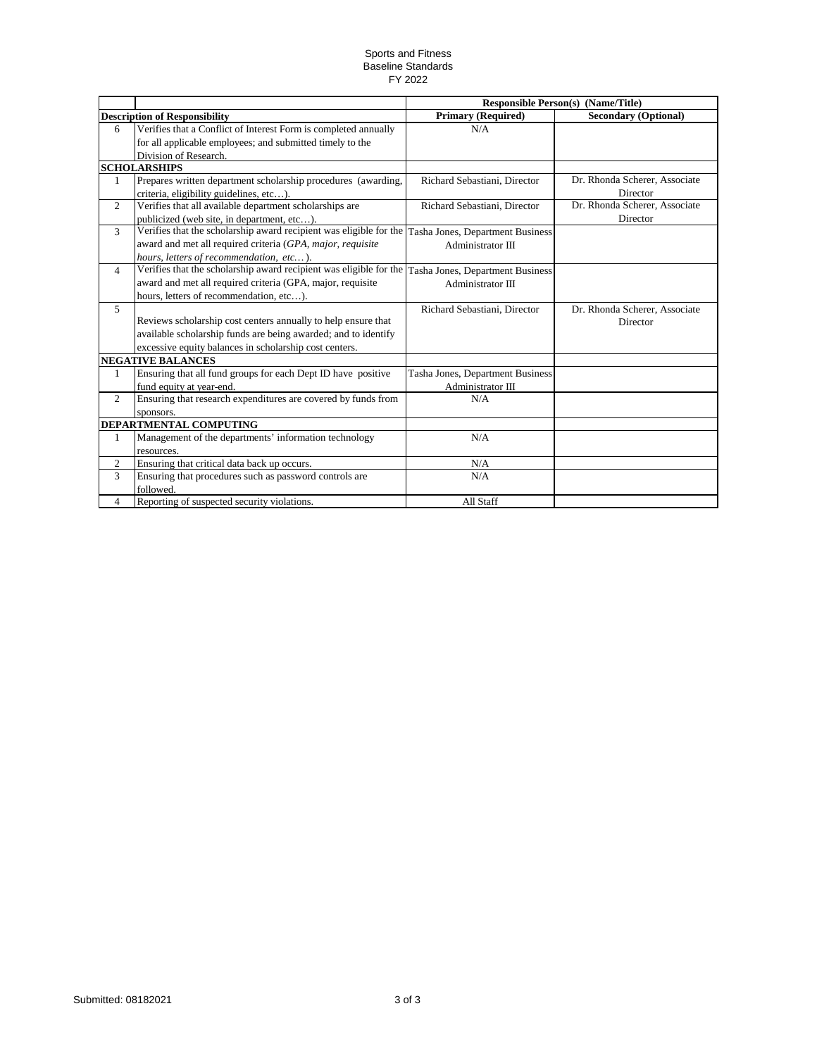Sports and Fitness
Baseline Standards
FY 2022

| | | Responsible Person(s) (Name/Title) | |
|---|---|---|---|
| **Description of Responsibility** | | **Primary (Required)** | **Secondary (Optional)** |
| 6 | Verifies that a Conflict of Interest Form is completed annually for all applicable employees; and submitted timely to the Division of Research. | N/A | |
| **SCHOLARSHIPS** | | | |
| 1 | Prepares written department scholarship procedures (awarding, criteria, eligibility guidelines, etc…). | Richard Sebastiani, Director | Dr. Rhonda Scherer, Associate Director |
| 2 | Verifies that all available department scholarships are publicized (web site, in department, etc…). | Richard Sebastiani, Director | Dr. Rhonda Scherer, Associate Director |
| 3 | Verifies that the scholarship award recipient was eligible for the award and met all required criteria (*GPA, major, requisite hours, letters of recommendation, etc…*). | Tasha Jones, Department Business Administrator III | |
| 4 | Verifies that the scholarship award recipient was eligible for the award and met all required criteria (GPA, major, requisite hours, letters of recommendation, etc…). | Tasha Jones, Department Business Administrator III | |
| 5 | Reviews scholarship cost centers annually to help ensure that available scholarship funds are being awarded; and to identify excessive equity balances in scholarship cost centers. | Richard Sebastiani, Director | Dr. Rhonda Scherer, Associate Director |
| **NEGATIVE BALANCES** | | | |
| 1 | Ensuring that all fund groups for each Dept ID have positive fund equity at year-end. | Tasha Jones, Department Business Administrator III | |
| 2 | Ensuring that research expenditures are covered by funds from sponsors. | N/A | |
| **DEPARTMENTAL COMPUTING** | | | |
| 1 | Management of the departments' information technology resources. | N/A | |
| 2 | Ensuring that critical data back up occurs. | N/A | |
| 3 | Ensuring that procedures such as password controls are followed. | N/A | |
| 4 | Reporting of suspected security violations. | All Staff | |

Submitted: 08182021